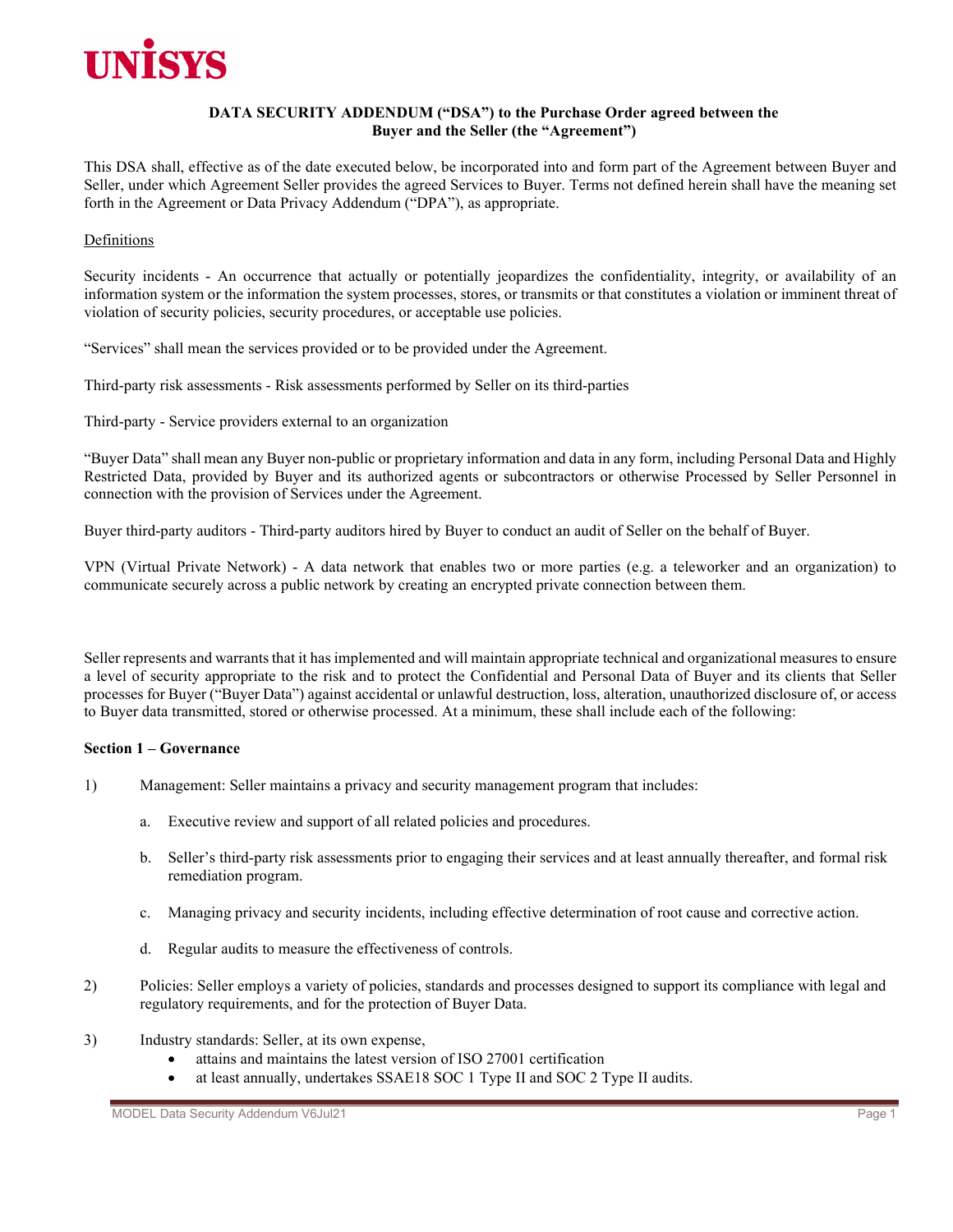UNISYS

**DATA SECURITY ADDENDUM ("DSA") to the Purchase Order agreed between the Buyer and the Seller (the "Agreement")**

This DSA shall, effective as of the date executed below, be incorporated into and form part of the Agreement between Buyer and Seller, under which Agreement Seller provides the agreed Services to Buyer. Terms not defined herein shall have the meaning set forth in the Agreement or Data Privacy Addendum ("DPA"), as appropriate.

Definitions

Security incidents - An occurrence that actually or potentially jeopardizes the confidentiality, integrity, or availability of an information system or the information the system processes, stores, or transmits or that constitutes a violation or imminent threat of violation of security policies, security procedures, or acceptable use policies.

"Services" shall mean the services provided or to be provided under the Agreement.

Third-party risk assessments - Risk assessments performed by Seller on its third-parties

Third-party - Service providers external to an organization

"Buyer Data" shall mean any Buyer non-public or proprietary information and data in any form, including Personal Data and Highly Restricted Data, provided by Buyer and its authorized agents or subcontractors or otherwise Processed by Seller Personnel in connection with the provision of Services under the Agreement.

Buyer third-party auditors - Third-party auditors hired by Buyer to conduct an audit of Seller on the behalf of Buyer.

VPN (Virtual Private Network) - A data network that enables two or more parties (e.g. a teleworker and an organization) to communicate securely across a public network by creating an encrypted private connection between them.

Seller represents and warrants that it has implemented and will maintain appropriate technical and organizational measures to ensure a level of security appropriate to the risk and to protect the Confidential and Personal Data of Buyer and its clients that Seller processes for Buyer ("Buyer Data") against accidental or unlawful destruction, loss, alteration, unauthorized disclosure of, or access to Buyer data transmitted, stored or otherwise processed. At a minimum, these shall include each of the following:

**Section 1 – Governance**

1) Management: Seller maintains a privacy and security management program that includes:

   a. Executive review and support of all related policies and procedures.

   b. Seller's third-party risk assessments prior to engaging their services and at least annually thereafter, and formal risk remediation program.

   c. Managing privacy and security incidents, including effective determination of root cause and corrective action.

   d. Regular audits to measure the effectiveness of controls.

2) Policies: Seller employs a variety of policies, standards and processes designed to support its compliance with legal and regulatory requirements, and for the protection of Buyer Data.

3) Industry standards: Seller, at its own expense,
   - attains and maintains the latest version of ISO 27001 certification
   - at least annually, undertakes SSAE18 SOC 1 Type II and SOC 2 Type II audits.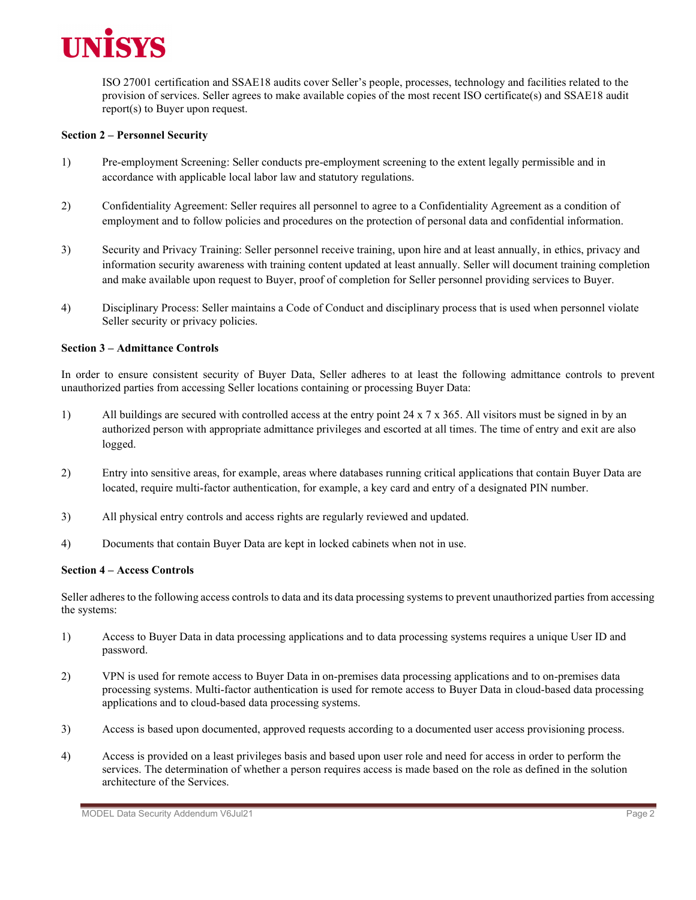ISO 27001 certification and SSAE18 audits cover Seller's people, processes, technology and facilities related to the provision of services. Seller agrees to make available copies of the most recent ISO certificate(s) and SSAE18 audit report(s) to Buyer upon request.

**Section 2 – Personnel Security**

1) Pre-employment Screening: Seller conducts pre-employment screening to the extent legally permissible and in accordance with applicable local labor law and statutory regulations.

2) Confidentiality Agreement: Seller requires all personnel to agree to a Confidentiality Agreement as a condition of employment and to follow policies and procedures on the protection of personal data and confidential information.

3) Security and Privacy Training: Seller personnel receive training, upon hire and at least annually, in ethics, privacy and information security awareness with training content updated at least annually. Seller will document training completion and make available upon request to Buyer, proof of completion for Seller personnel providing services to Buyer.

4) Disciplinary Process: Seller maintains a Code of Conduct and disciplinary process that is used when personnel violate Seller security or privacy policies.

**Section 3 – Admittance Controls**

In order to ensure consistent security of Buyer Data, Seller adheres to at least the following admittance controls to prevent unauthorized parties from accessing Seller locations containing or processing Buyer Data:

1) All buildings are secured with controlled access at the entry point 24 x 7 x 365. All visitors must be signed in by an authorized person with appropriate admittance privileges and escorted at all times. The time of entry and exit are also logged.

2) Entry into sensitive areas, for example, areas where databases running critical applications that contain Buyer Data are located, require multi-factor authentication, for example, a key card and entry of a designated PIN number.

3) All physical entry controls and access rights are regularly reviewed and updated.

4) Documents that contain Buyer Data are kept in locked cabinets when not in use.

**Section 4 – Access Controls**

Seller adheres to the following access controls to data and its data processing systems to prevent unauthorized parties from accessing the systems:

1) Access to Buyer Data in data processing applications and to data processing systems requires a unique User ID and password.

2) VPN is used for remote access to Buyer Data in on-premises data processing applications and to on-premises data processing systems. Multi-factor authentication is used for remote access to Buyer Data in cloud-based data processing applications and to cloud-based data processing systems.

3) Access is based upon documented, approved requests according to a documented user access provisioning process.

4) Access is provided on a least privileges basis and based upon user role and need for access in order to perform the services. The determination of whether a person requires access is made based on the role as defined in the solution architecture of the Services.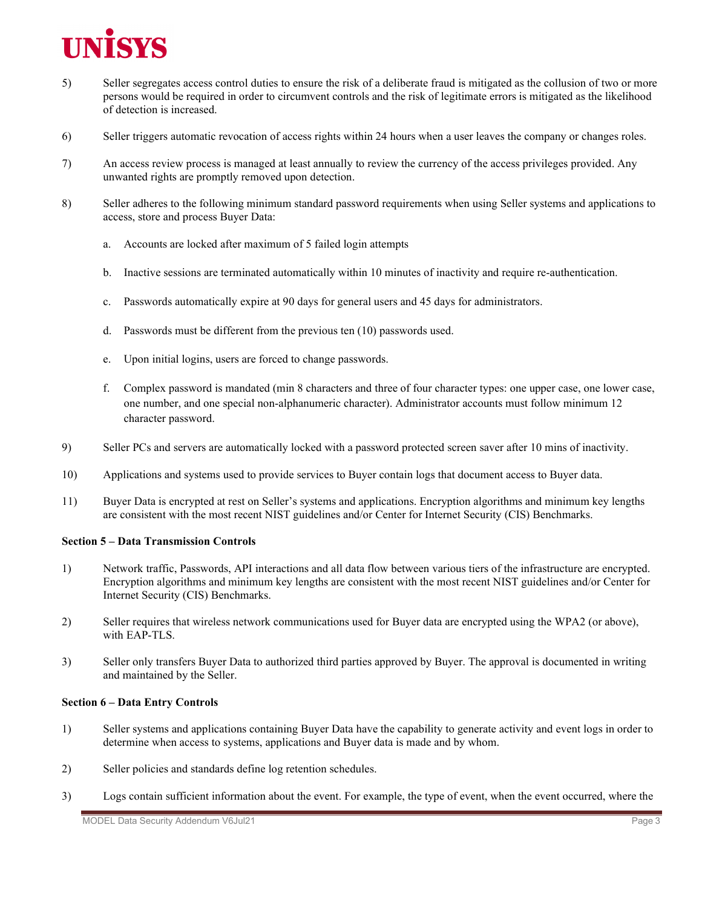5) Seller segregates access control duties to ensure the risk of a deliberate fraud is mitigated as the collusion of two or more persons would be required in order to circumvent controls and the risk of legitimate errors is mitigated as the likelihood of detection is increased.

6) Seller triggers automatic revocation of access rights within 24 hours when a user leaves the company or changes roles.

7) An access review process is managed at least annually to review the currency of the access privileges provided. Any unwanted rights are promptly removed upon detection.

8) Seller adheres to the following minimum standard password requirements when using Seller systems and applications to access, store and process Buyer Data:

   a. Accounts are locked after maximum of 5 failed login attempts

   b. Inactive sessions are terminated automatically within 10 minutes of inactivity and require re-authentication.

   c. Passwords automatically expire at 90 days for general users and 45 days for administrators.

   d. Passwords must be different from the previous ten (10) passwords used.

   e. Upon initial logins, users are forced to change passwords.

   f. Complex password is mandated (min 8 characters and three of four character types: one upper case, one lower case, one number, and one special non-alphanumeric character). Administrator accounts must follow minimum 12 character password.

9) Seller PCs and servers are automatically locked with a password protected screen saver after 10 mins of inactivity.

10) Applications and systems used to provide services to Buyer contain logs that document access to Buyer data.

11) Buyer Data is encrypted at rest on Seller's systems and applications. Encryption algorithms and minimum key lengths are consistent with the most recent NIST guidelines and/or Center for Internet Security (CIS) Benchmarks.

**Section 5 – Data Transmission Controls**

1) Network traffic, Passwords, API interactions and all data flow between various tiers of the infrastructure are encrypted. Encryption algorithms and minimum key lengths are consistent with the most recent NIST guidelines and/or Center for Internet Security (CIS) Benchmarks.

2) Seller requires that wireless network communications used for Buyer data are encrypted using the WPA2 (or above), with EAP-TLS.

3) Seller only transfers Buyer Data to authorized third parties approved by Buyer. The approval is documented in writing and maintained by the Seller.

**Section 6 – Data Entry Controls**

1) Seller systems and applications containing Buyer Data have the capability to generate activity and event logs in order to determine when access to systems, applications and Buyer data is made and by whom.

2) Seller policies and standards define log retention schedules.

3) Logs contain sufficient information about the event. For example, the type of event, when the event occurred, where the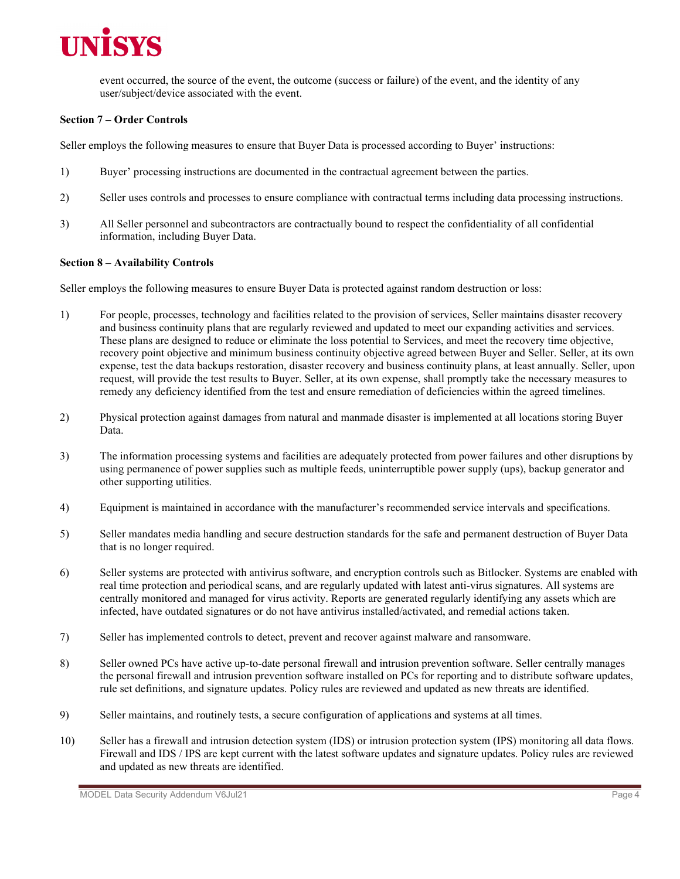event occurred, the source of the event, the outcome (success or failure) of the event, and the identity of any user/subject/device associated with the event.

**Section 7 – Order Controls**

Seller employs the following measures to ensure that Buyer Data is processed according to Buyer' instructions:

1) Buyer' processing instructions are documented in the contractual agreement between the parties.

2) Seller uses controls and processes to ensure compliance with contractual terms including data processing instructions.

3) All Seller personnel and subcontractors are contractually bound to respect the confidentiality of all confidential information, including Buyer Data.

**Section 8 – Availability Controls**

Seller employs the following measures to ensure Buyer Data is protected against random destruction or loss:

1) For people, processes, technology and facilities related to the provision of services, Seller maintains disaster recovery and business continuity plans that are regularly reviewed and updated to meet our expanding activities and services. These plans are designed to reduce or eliminate the loss potential to Services, and meet the recovery time objective, recovery point objective and minimum business continuity objective agreed between Buyer and Seller. Seller, at its own expense, test the data backups restoration, disaster recovery and business continuity plans, at least annually. Seller, upon request, will provide the test results to Buyer. Seller, at its own expense, shall promptly take the necessary measures to remedy any deficiency identified from the test and ensure remediation of deficiencies within the agreed timelines.

2) Physical protection against damages from natural and manmade disaster is implemented at all locations storing Buyer Data.

3) The information processing systems and facilities are adequately protected from power failures and other disruptions by using permanence of power supplies such as multiple feeds, uninterruptible power supply (ups), backup generator and other supporting utilities.

4) Equipment is maintained in accordance with the manufacturer's recommended service intervals and specifications.

5) Seller mandates media handling and secure destruction standards for the safe and permanent destruction of Buyer Data that is no longer required.

6) Seller systems are protected with antivirus software, and encryption controls such as Bitlocker. Systems are enabled with real time protection and periodical scans, and are regularly updated with latest anti-virus signatures. All systems are centrally monitored and managed for virus activity. Reports are generated regularly identifying any assets which are infected, have outdated signatures or do not have antivirus installed/activated, and remedial actions taken.

7) Seller has implemented controls to detect, prevent and recover against malware and ransomware.

8) Seller owned PCs have active up-to-date personal firewall and intrusion prevention software. Seller centrally manages the personal firewall and intrusion prevention software installed on PCs for reporting and to distribute software updates, rule set definitions, and signature updates. Policy rules are reviewed and updated as new threats are identified.

9) Seller maintains, and routinely tests, a secure configuration of applications and systems at all times.

10) Seller has a firewall and intrusion detection system (IDS) or intrusion protection system (IPS) monitoring all data flows. Firewall and IDS / IPS are kept current with the latest software updates and signature updates. Policy rules are reviewed and updated as new threats are identified.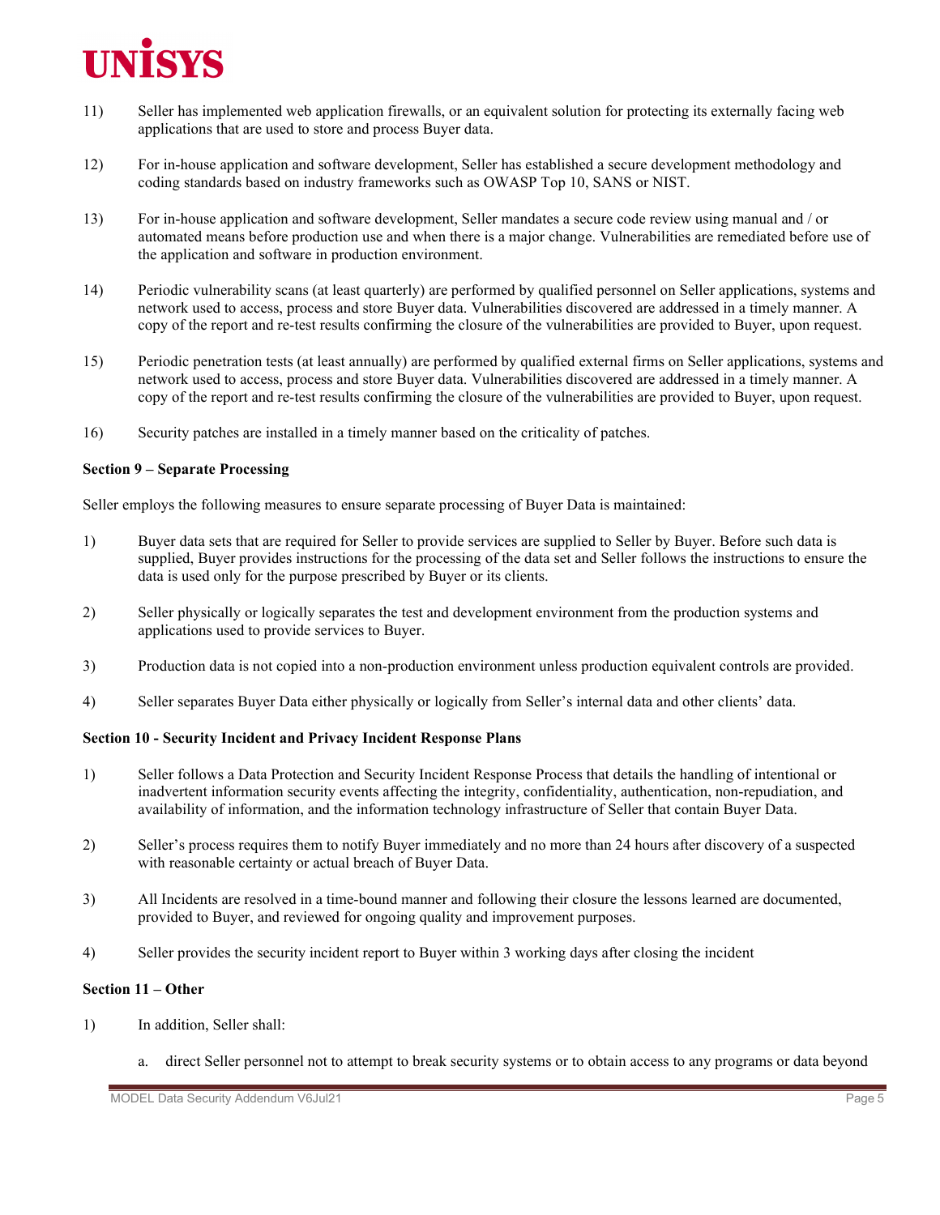11) Seller has implemented web application firewalls, or an equivalent solution for protecting its externally facing web applications that are used to store and process Buyer data.

12) For in-house application and software development, Seller has established a secure development methodology and coding standards based on industry frameworks such as OWASP Top 10, SANS or NIST.

13) For in-house application and software development, Seller mandates a secure code review using manual and / or automated means before production use and when there is a major change. Vulnerabilities are remediated before use of the application and software in production environment.

14) Periodic vulnerability scans (at least quarterly) are performed by qualified personnel on Seller applications, systems and network used to access, process and store Buyer data. Vulnerabilities discovered are addressed in a timely manner. A copy of the report and re-test results confirming the closure of the vulnerabilities are provided to Buyer, upon request.

15) Periodic penetration tests (at least annually) are performed by qualified external firms on Seller applications, systems and network used to access, process and store Buyer data. Vulnerabilities discovered are addressed in a timely manner. A copy of the report and re-test results confirming the closure of the vulnerabilities are provided to Buyer, upon request.

16) Security patches are installed in a timely manner based on the criticality of patches.

**Section 9 – Separate Processing**

Seller employs the following measures to ensure separate processing of Buyer Data is maintained:

1) Buyer data sets that are required for Seller to provide services are supplied to Seller by Buyer. Before such data is supplied, Buyer provides instructions for the processing of the data set and Seller follows the instructions to ensure the data is used only for the purpose prescribed by Buyer or its clients.

2) Seller physically or logically separates the test and development environment from the production systems and applications used to provide services to Buyer.

3) Production data is not copied into a non-production environment unless production equivalent controls are provided.

4) Seller separates Buyer Data either physically or logically from Seller's internal data and other clients' data.

**Section 10 - Security Incident and Privacy Incident Response Plans**

1) Seller follows a Data Protection and Security Incident Response Process that details the handling of intentional or inadvertent information security events affecting the integrity, confidentiality, authentication, non-repudiation, and availability of information, and the information technology infrastructure of Seller that contain Buyer Data.

2) Seller's process requires them to notify Buyer immediately and no more than 24 hours after discovery of a suspected with reasonable certainty or actual breach of Buyer Data.

3) All Incidents are resolved in a time-bound manner and following their closure the lessons learned are documented, provided to Buyer, and reviewed for ongoing quality and improvement purposes.

4) Seller provides the security incident report to Buyer within 3 working days after closing the incident

**Section 11 – Other**

1) In addition, Seller shall:

   a. direct Seller personnel not to attempt to break security systems or to obtain access to any programs or data beyond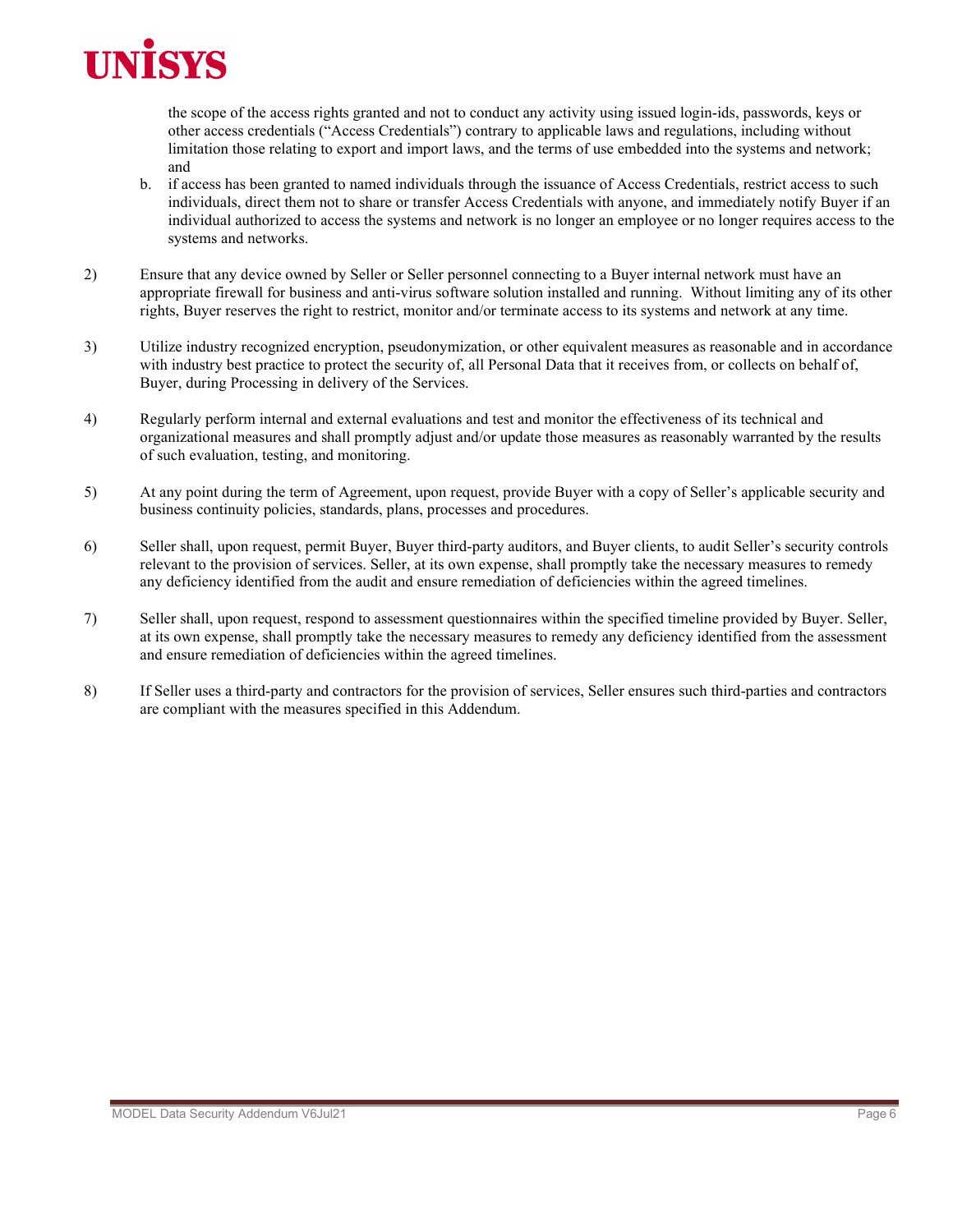the scope of the access rights granted and not to conduct any activity using issued login-ids, passwords, keys or other access credentials ("Access Credentials") contrary to applicable laws and regulations, including without limitation those relating to export and import laws, and the terms of use embedded into the systems and network; and

b. if access has been granted to named individuals through the issuance of Access Credentials, restrict access to such individuals, direct them not to share or transfer Access Credentials with anyone, and immediately notify Buyer if an individual authorized to access the systems and network is no longer an employee or no longer requires access to the systems and networks.

2) Ensure that any device owned by Seller or Seller personnel connecting to a Buyer internal network must have an appropriate firewall for business and anti-virus software solution installed and running. Without limiting any of its other rights, Buyer reserves the right to restrict, monitor and/or terminate access to its systems and network at any time.

3) Utilize industry recognized encryption, pseudonymization, or other equivalent measures as reasonable and in accordance with industry best practice to protect the security of, all Personal Data that it receives from, or collects on behalf of, Buyer, during Processing in delivery of the Services.

4) Regularly perform internal and external evaluations and test and monitor the effectiveness of its technical and organizational measures and shall promptly adjust and/or update those measures as reasonably warranted by the results of such evaluation, testing, and monitoring.

5) At any point during the term of Agreement, upon request, provide Buyer with a copy of Seller's applicable security and business continuity policies, standards, plans, processes and procedures.

6) Seller shall, upon request, permit Buyer, Buyer third-party auditors, and Buyer clients, to audit Seller's security controls relevant to the provision of services. Seller, at its own expense, shall promptly take the necessary measures to remedy any deficiency identified from the audit and ensure remediation of deficiencies within the agreed timelines.

7) Seller shall, upon request, respond to assessment questionnaires within the specified timeline provided by Buyer. Seller, at its own expense, shall promptly take the necessary measures to remedy any deficiency identified from the assessment and ensure remediation of deficiencies within the agreed timelines.

8) If Seller uses a third-party and contractors for the provision of services, Seller ensures such third-parties and contractors are compliant with the measures specified in this Addendum.